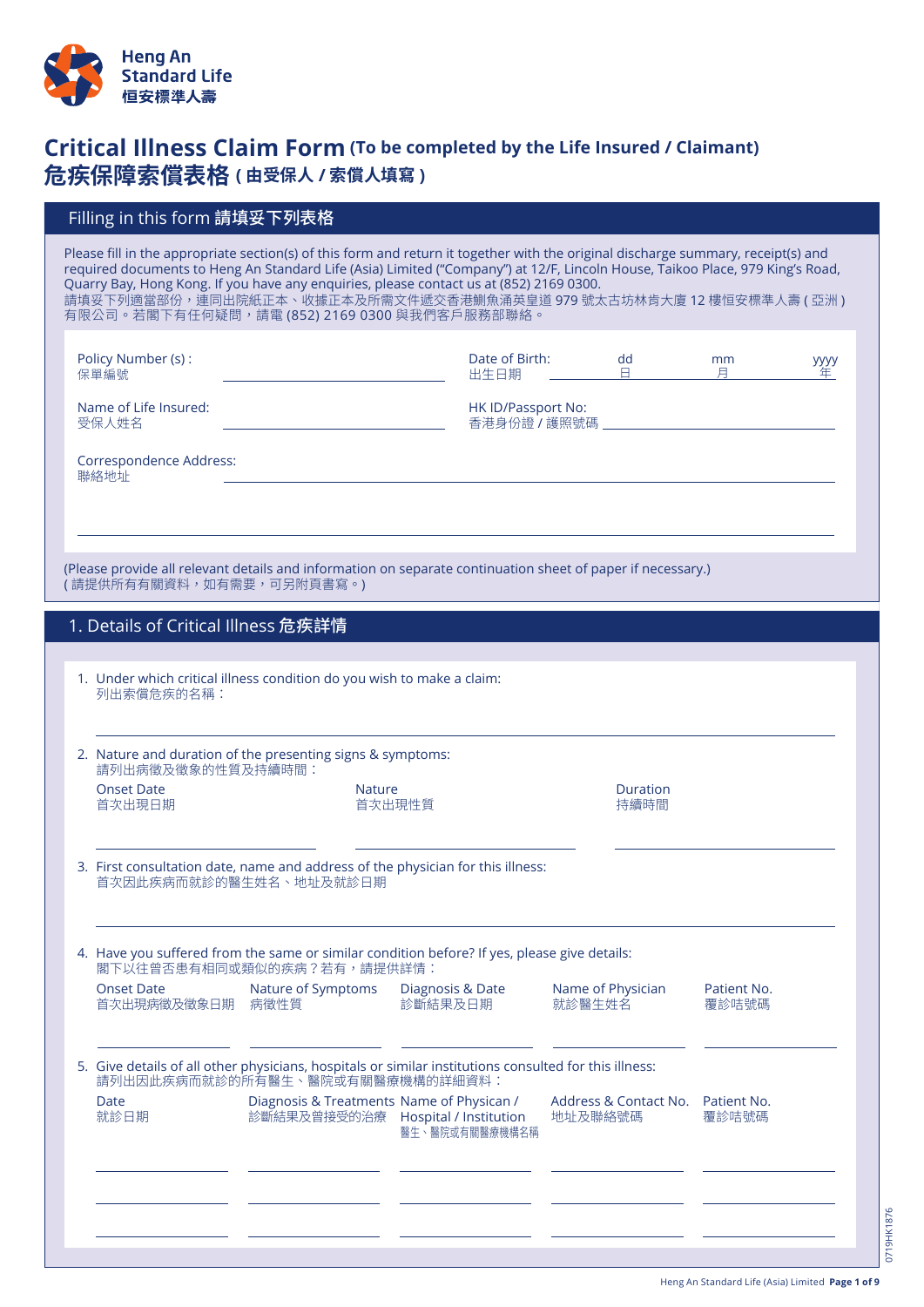Heng An
Standard Life
恒安標準人壽

# Critical Illness Claim Form (To be completed by the Life Insured / Claimant)
# 危疾保障索償表格 ( 由受保人 / 索償人填寫 )

## Filling in this form 請填妥下列表格

Please fill in the appropriate section(s) of this form and return it together with the original discharge summary, receipt(s) and required documents to Heng An Standard Life (Asia) Limited ("Company") at 12/F, Lincoln House, Taikoo Place, 979 King's Road, Quarry Bay, Hong Kong. If you have any enquiries, please contact us at (852) 2169 0300.
請填妥下列適當部份，連同出院紙正本、收據正本及所需文件遞交香港鰂魚涌英皇道 979 號太古坊林肯大廈 12 樓恒安標準人壽 ( 亞洲 ) 有限公司。若閣下有任何疑問，請電 (852) 2169 0300 與我們客戶服務部聯絡。

Policy Number (s) :
保單編號 ______________________

Date of Birth: 出生日期 dd 日 ____ mm 月 ____ yyyy 年 ____

Name of Life Insured:
受保人姓名 ______________________

HK ID/Passport No:
香港身份證 / 護照號碼 ______________________

Correspondence Address:
聯絡地址 ______________________

______________________

(Please provide all relevant details and information on separate continuation sheet of paper if necessary.)
( 請提供所有有關資料，如有需要，可另附頁書寫。)

## 1. Details of Critical Illness 危疾詳情

1. Under which critical illness condition do you wish to make a claim:
   列出索償危疾的名稱：

   ______________________

2. Nature and duration of the presenting signs & symptoms:
   請列出病徵及徵象的性質及持續時間：

| Onset Date 首次出現日期 | Nature 首次出現性質 | Duration 持續時間 |
|---|---|---|
| | | |

3. First consultation date, name and address of the physician for this illness:
   首次因此疾病而就診的醫生姓名、地址及就診日期

   ______________________

4. Have you suffered from the same or similar condition before? If yes, please give details:
   閣下以往曾否患有相同或類似的疾病？若有，請提供詳情：

| Onset Date 首次出現病徵及徵象日期 | Nature of Symptoms 病徵性質 | Diagnosis & Date 診斷結果及日期 | Name of Physician 就診醫生姓名 | Patient No. 覆診咭號碼 |
|---|---|---|---|---|
| | | | | |

5. Give details of all other physicians, hospitals or similar institutions consulted for this illness:
   請列出因此疾病而就診的所有醫生、醫院或有關醫療機構的詳細資料：

| Date 就診日期 | Diagnosis & Treatments 診斷結果及曾接受的治療 | Name of Physician / Hospital / Institution 醫生、醫院或有關醫療機構名稱 | Address & Contact No. 地址及聯絡號碼 | Patient No. 覆診咭號碼 |
|---|---|---|---|---|
| | | | | |
| | | | | |
| | | | | |

0719HK1876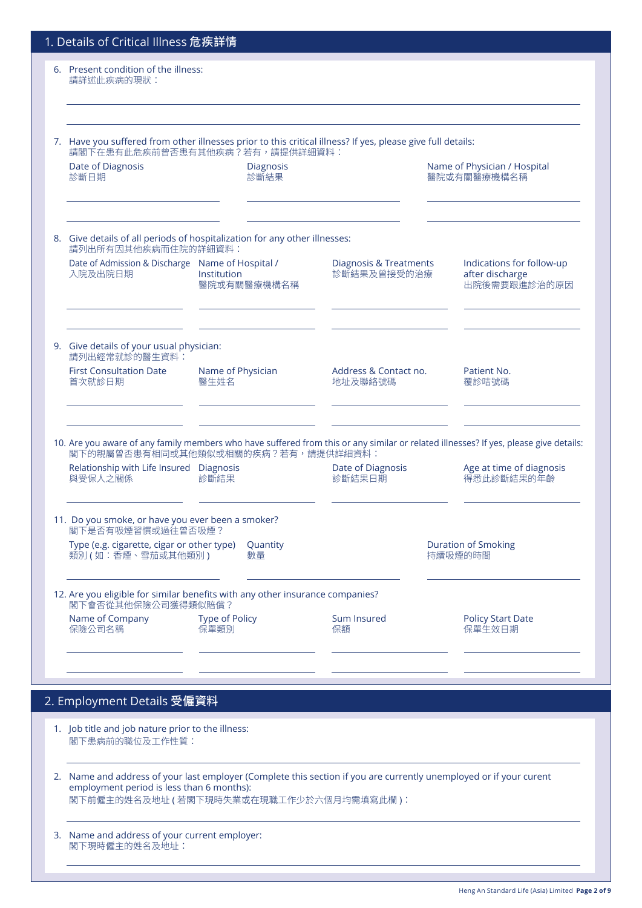## 1. Details of Critical Illness 危疾詳情

6. Present condition of the illness:
   請詳述此疾病的現狀：

7. Have you suffered from other illnesses prior to this critical illness? If yes, please give full details:
   請閣下在患有此危疾前曾否患有其他疾病？若有，請提供詳細資料：

| Date of Diagnosis 診斷日期 | Diagnosis 診斷結果 | Name of Physician / Hospital 醫院或有關醫療機構名稱 |
|---|---|---|
| | | |
| | | |

8. Give details of all periods of hospitalization for any other illnesses:
   請列出所有因其他疾病而住院的詳細資料：

| Date of Admission & Discharge 入院及出院日期 | Name of Hospital / Institution 醫院或有關醫療機構名稱 | Diagnosis & Treatments 診斷結果及曾接受的治療 | Indications for follow-up after discharge 出院後需要跟進診治的原因 |
|---|---|---|---|
| | | | |
| | | | |

9. Give details of your usual physician:
   請列出經常就診的醫生資料：

| First Consultation Date 首次就診日期 | Name of Physician 醫生姓名 | Address & Contact no. 地址及聯絡號碼 | Patient No. 覆診咭號碼 |
|---|---|---|---|
| | | | |
| | | | |

10. Are you aware of any family members who have suffered from this or any similar or related illnesses? If yes, please give details:
    閣下的親屬曾否患有相同或其他類似或相關的疾病？若有，請提供詳細資料：

| Relationship with Life Insured 與受保人之關係 | Diagnosis 診斷結果 | Date of Diagnosis 診斷結果日期 | Age at time of diagnosis 得悉此診斷結果的年齡 |
|---|---|---|---|
| | | | |

11. Do you smoke, or have you ever been a smoker?
    閣下是否有吸煙習慣或過往曾否吸煙？

| Type (e.g. cigarette, cigar or other type) 類別 ( 如：香煙、雪茄或其他類別 ) | Quantity 數量 | Duration of Smoking 持續吸煙的時間 |
|---|---|---|
| | | |

12. Are you eligible for similar benefits with any other insurance companies?
    閣下會否從其他保險公司獲得類似賠償？

| Name of Company 保險公司名稱 | Type of Policy 保單類別 | Sum Insured 保額 | Policy Start Date 保單生效日期 |
|---|---|---|---|
| | | | |
| | | | |

## 2. Employment Details 受僱資料

1. Job title and job nature prior to the illness:
   閣下患病前的職位及工作性質：

2. Name and address of your last employer (Complete this section if you are currently unemployed or if your curent employment period is less than 6 months):
   閣下前僱主的姓名及地址 ( 若閣下現時失業或在現職工作少於六個月均需填寫此欄 )：

3. Name and address of your current employer:
   閣下現時僱主的姓名及地址：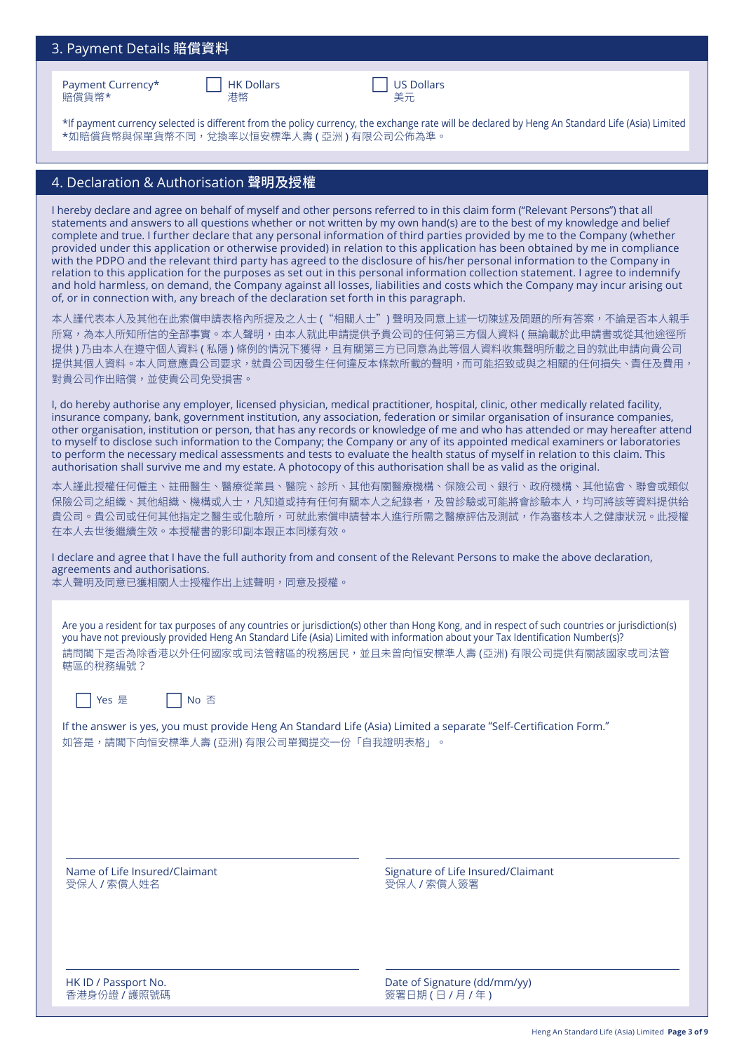## 3. Payment Details 賠償資料

Payment Currency* 賠償貨幣*

☐ HK Dollars 港幣

☐ US Dollars 美元

*If payment currency selected is different from the policy currency, the exchange rate will be declared by Heng An Standard Life (Asia) Limited
*如賠償貨幣與保單貨幣不同，兌換率以恒安標準人壽 ( 亞洲 ) 有限公司公佈為準。

## 4. Declaration & Authorisation 聲明及授權

I hereby declare and agree on behalf of myself and other persons referred to in this claim form ("Relevant Persons") that all statements and answers to all questions whether or not written by my own hand(s) are to the best of my knowledge and belief complete and true. I further declare that any personal information of third parties provided by me to the Company (whether provided under this application or otherwise provided) in relation to this application has been obtained by me in compliance with the PDPO and the relevant third party has agreed to the disclosure of his/her personal information to the Company in relation to this application for the purposes as set out in this personal information collection statement. I agree to indemnify and hold harmless, on demand, the Company against all losses, liabilities and costs which the Company may incur arising out of, or in connection with, any breach of the declaration set forth in this paragraph.

本人謹代表本人及其他在此索償申請表格內所提及之人士 ("相關人士") 聲明及同意上述一切陳述及問題的所有答案，不論是否本人親手所寫，為本人所知所信的全部事實。本人聲明，由本人就此申請提供予貴公司的任何第三方個人資料 ( 無論載於此申請書或從其他途徑所提供 ) 乃由本人在遵守個人資料 ( 私隱 ) 條例的情況下獲得，且有關第三方已同意為此等個人資料收集聲明所載之目的就此申請向貴公司提供其個人資料。本人同意應貴公司要求，就貴公司因發生任何違反本條款所載的聲明，而可能招致或與之相關的任何損失、責任及費用，對貴公司作出賠償，並使貴公司免受損害。

I, do hereby authorise any employer, licensed physician, medical practitioner, hospital, clinic, other medically related facility, insurance company, bank, government institution, any association, federation or similar organisation of insurance companies, other organisation, institution or person, that has any records or knowledge of me and who has attended or may hereafter attend to myself to disclose such information to the Company; the Company or any of its appointed medical examiners or laboratories to perform the necessary medical assessments and tests to evaluate the health status of myself in relation to this claim. This authorisation shall survive me and my estate. A photocopy of this authorisation shall be as valid as the original.

本人謹此授權任何僱主、註冊醫生、醫療從業員、醫院、診所、其他有關醫療機構、保險公司、銀行、政府機構、其他協會、聯會或類似保險公司之組織、其他組織、機構或人士，凡知道或持有任何有關本人之紀錄者，及曾診驗或可能將會診驗本人，均可將該等資料提供給貴公司。貴公司或任何其他指定之醫生或化驗所，可就此索償申請替本人進行所需之醫療評估及測試，作為審核本人之健康狀況。此授權在本人去世後繼續生效。本授權書的影印副本跟正本同樣有效。

I declare and agree that I have the full authority from and consent of the Relevant Persons to make the above declaration, agreements and authorisations.
本人聲明及同意已獲相關人士授權作出上述聲明，同意及授權。

Are you a resident for tax purposes of any countries or jurisdiction(s) other than Hong Kong, and in respect of such countries or jurisdiction(s) you have not previously provided Heng An Standard Life (Asia) Limited with information about your Tax Identification Number(s)?
請問閣下是否為除香港以外任何國家或司法管轄區的稅務居民，並且未曾向恒安標準人壽 (亞洲) 有限公司提供有關該國家或司法管轄區的稅務編號？

☐ Yes 是　　☐ No 否

If the answer is yes, you must provide Heng An Standard Life (Asia) Limited a separate "Self-Certification Form."
如答是，請閣下向恒安標準人壽 (亞洲) 有限公司單獨提交一份「自我證明表格」。

Name of Life Insured/Claimant
受保人 / 索償人姓名

Signature of Life Insured/Claimant
受保人 / 索償人簽署

HK ID / Passport No.
香港身份證 / 護照號碼

Date of Signature (dd/mm/yy)
簽署日期 ( 日 / 月 / 年 )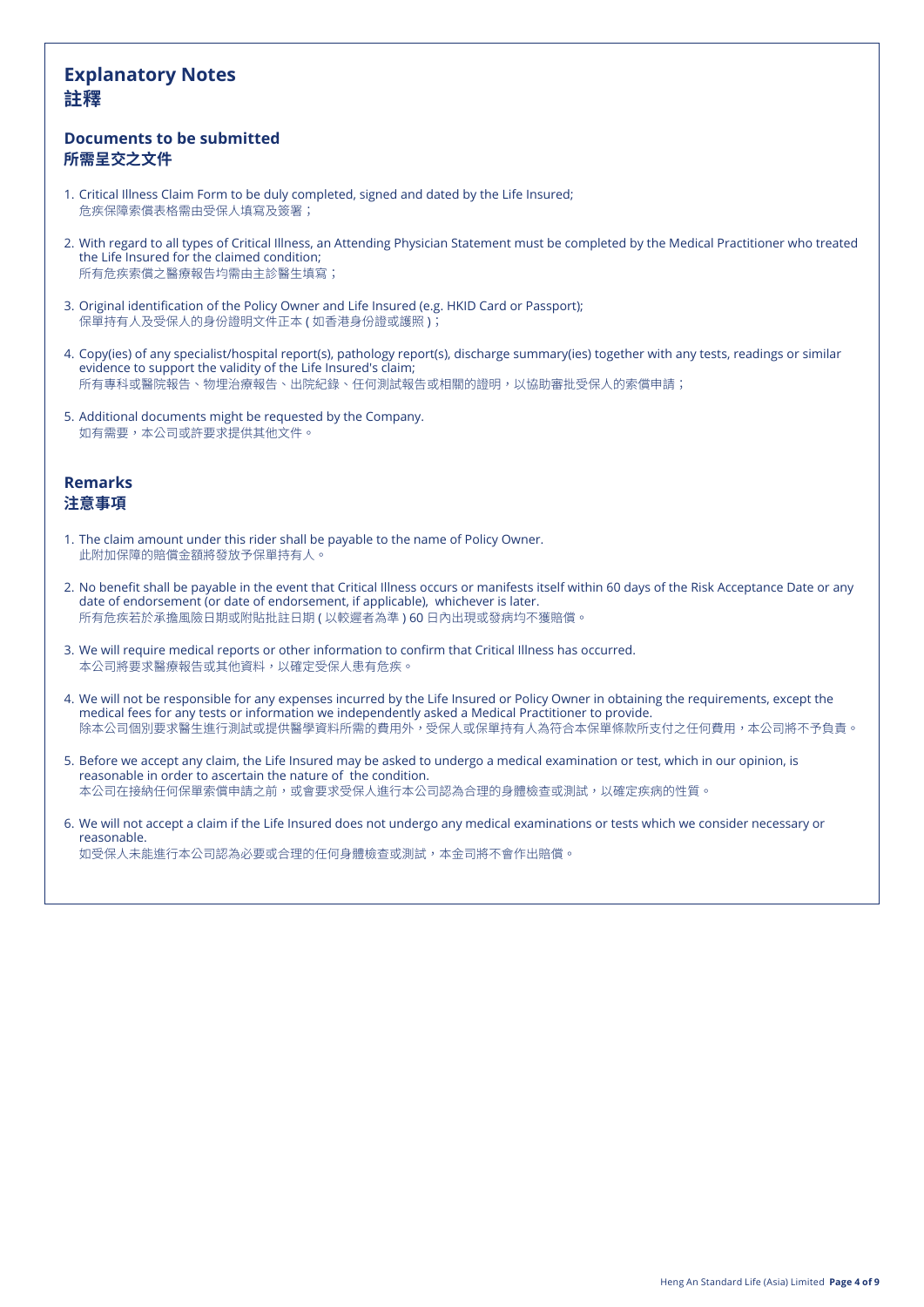## Explanatory Notes
## 註釋

### Documents to be submitted
### 所需呈交之文件

1. Critical Illness Claim Form to be duly completed, signed and dated by the Life Insured;
   危疾保障索償表格需由受保人填寫及簽署；
2. With regard to all types of Critical Illness, an Attending Physician Statement must be completed by the Medical Practitioner who treated the Life Insured for the claimed condition;
   所有危疾索償之醫療報告均需由主診醫生填寫；
3. Original identification of the Policy Owner and Life Insured (e.g. HKID Card or Passport);
   保單持有人及受保人的身份證明文件正本 ( 如香港身份證或護照 )；
4. Copy(ies) of any specialist/hospital report(s), pathology report(s), discharge summary(ies) together with any tests, readings or similar evidence to support the validity of the Life Insured's claim;
   所有專科或醫院報告、物理治療報告、出院紀錄、任何測試報告或相關的證明，以協助審批受保人的索償申請；
5. Additional documents might be requested by the Company.
   如有需要，本公司或許要求提供其他文件。

### Remarks
### 注意事項

1. The claim amount under this rider shall be payable to the name of Policy Owner.
   此附加保障的賠償金額將發放予保單持有人。
2. No benefit shall be payable in the event that Critical Illness occurs or manifests itself within 60 days of the Risk Acceptance Date or any date of endorsement (or date of endorsement, if applicable), whichever is later.
   所有危疾若於承擔風險日期或附貼批註日期 ( 以較遲者為準 ) 60 日內出現或發病均不獲賠償。
3. We will require medical reports or other information to confirm that Critical Illness has occurred.
   本公司將要求醫療報告或其他資料，以確定受保人患有危疾。
4. We will not be responsible for any expenses incurred by the Life Insured or Policy Owner in obtaining the requirements, except the medical fees for any tests or information we independently asked a Medical Practitioner to provide.
   除本公司個別要求醫生進行測試或提供醫學資料所需的費用外，受保人或保單持有人為符合本保單條款所支付之任何費用，本公司將不予負責。
5. Before we accept any claim, the Life Insured may be asked to undergo a medical examination or test, which in our opinion, is reasonable in order to ascertain the nature of the condition.
   本公司在接納任何保單索償申請之前，或會要求受保人進行本公司認為合理的身體檢查或測試，以確定疾病的性質。
6. We will not accept a claim if the Life Insured does not undergo any medical examinations or tests which we consider necessary or reasonable.
   如受保人未能進行本公司認為必要或合理的任何身體檢查或測試，本金司將不會作出賠償。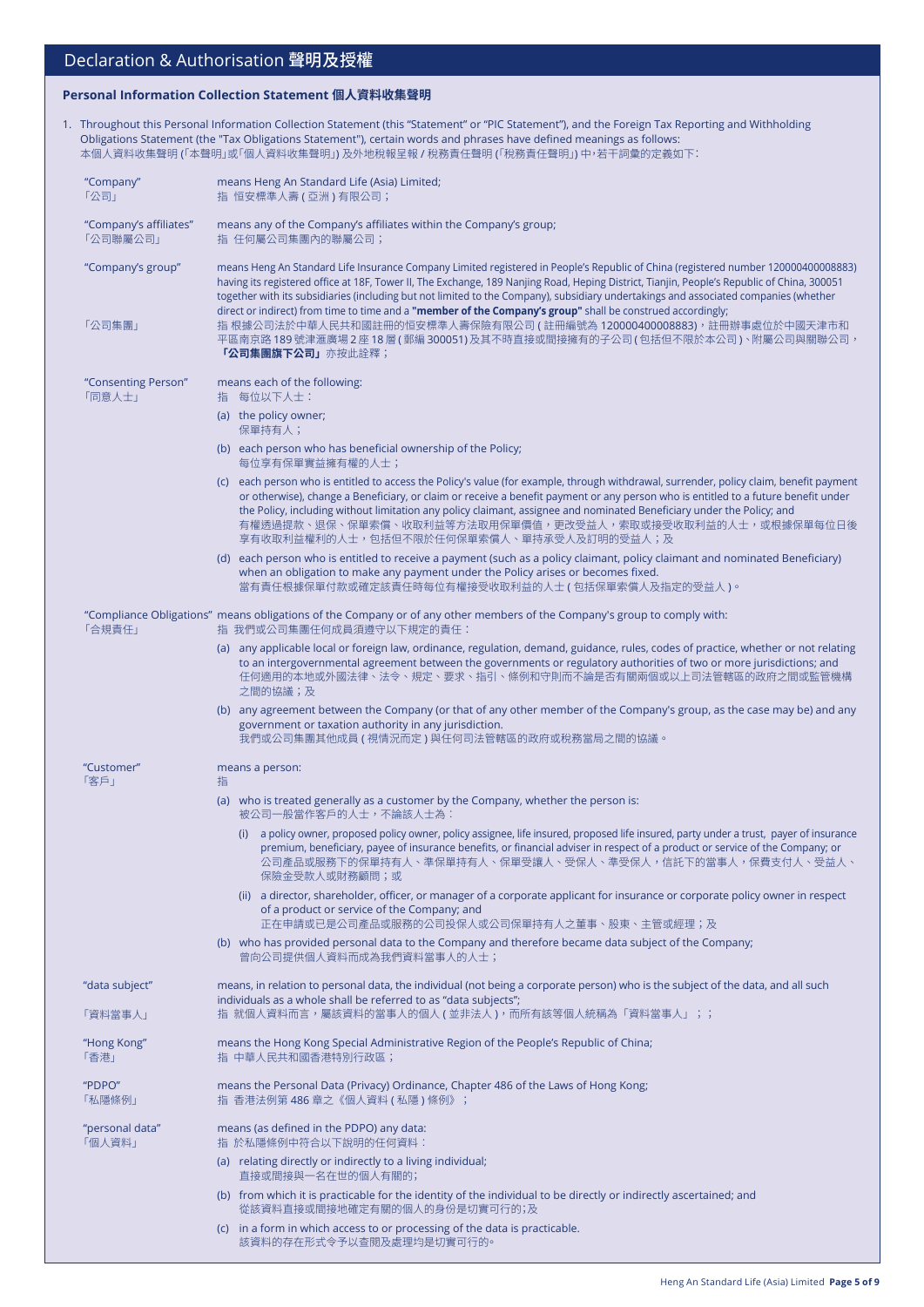# Declaration & Authorisation 聲明及授權

## Personal Information Collection Statement 個人資料收集聲明

1. Throughout this Personal Information Collection Statement (this "Statement" or "PIC Statement"), and the Foreign Tax Reporting and Withholding Obligations Statement (the "Tax Obligations Statement"), certain words and phrases have defined meanings as follows:
本個人資料收集聲明 (「本聲明」或「個人資料收集聲明」) 及外地稅報呈報 / 稅務責任聲明 (「稅務責任聲明」) 中，若干詞彙的定義如下：

"Company"
「公司」
means Heng An Standard Life (Asia) Limited;
指 恒安標準人壽 ( 亞洲 ) 有限公司；

"Company's affiliates"
「公司聯屬公司」
means any of the Company's affiliates within the Company's group;
指 任何屬公司集團內的聯屬公司；

"Company's group"
「公司集團」
means Heng An Standard Life Insurance Company Limited registered in People's Republic of China (registered number 120000400008883) having its registered office at 18F, Tower II, The Exchange, 189 Nanjing Road, Heping District, Tianjin, People's Republic of China, 300051 together with its subsidiaries (including but not limited to the Company), subsidiary undertakings and associated companies (whether direct or indirect) from time to time and a **"member of the Company's group"** shall be construed accordingly;
指 根據公司法於中華人民共和國註冊的恒安標準人壽保險有限公司 ( 註冊編號為 120000400008883)，註冊辦事處位於中國天津市和平區南京路 189 號津滙廣場 2 座 18 層 ( 郵編 300051) 及其不時直接或間接擁有的子公司 ( 包括但不限於本公司 )、附屬公司與關聯公司，**「公司集團旗下公司」**亦按此詮釋；

"Consenting Person"
「同意人士」
means each of the following:
指 每位以下人士：

(a) the policy owner;
保單持有人；

(b) each person who has beneficial ownership of the Policy;
每位享有保單實益擁有權的人士；

(c) each person who is entitled to access the Policy's value (for example, through withdrawal, surrender, policy claim, benefit payment or otherwise), change a Beneficiary, or claim or receive a benefit payment or any person who is entitled to a future benefit under the Policy, including without limitation any policy claimant, assignee and nominated Beneficiary under the Policy; and
有權透過提款、退保、保單索償、收取利益等方法取用保單價值，更改受益人，索取或接受收取利益的人士，或根據保單每位日後享有收取利益權利的人士，包括但不限於任何保單索償人、單持承受人及訂明的受益人；及

(d) each person who is entitled to receive a payment (such as a policy claimant, policy claimant and nominated Beneficiary) when an obligation to make any payment under the Policy arises or becomes fixed.
當有責任根據保單付款或確定該責任時每位有權接受收取利益的人士 ( 包括保單索償人及指定的受益人 )。

"Compliance Obligations"
「合規責任」
means obligations of the Company or of any other members of the Company's group to comply with:
指 我們或公司集團任何成員須遵守以下規定的責任：

(a) any applicable local or foreign law, ordinance, regulation, demand, guidance, rules, codes of practice, whether or not relating to an intergovernmental agreement between the governments or regulatory authorities of two or more jurisdictions; and
任何適用的本地或外國法律、法令、規定、要求、指引、條例和守則而不論是否有關兩個或以上司法管轄區的政府之間或監管機構之間的協議；及

(b) any agreement between the Company (or that of any other member of the Company's group, as the case may be) and any government or taxation authority in any jurisdiction.
我們或公司集團其他成員 ( 視情況而定 ) 與任何司法管轄區的政府或稅務當局之間的協議。

"Customer"
「客戶」
means a person:
指

(a) who is treated generally as a customer by the Company, whether the person is:
被公司一般當作客戶的人士，不論該人士為：

(i) a policy owner, proposed policy owner, policy assignee, life insured, proposed life insured, party under a trust, payer of insurance premium, beneficiary, payee of insurance benefits, or financial adviser in respect of a product or service of the Company; or
公司產品或服務下的保單持有人、準保單持有人、保單受讓人、受保人、準受保人，信託下的當事人，保費支付人、受益人、保險金受款人或財務顧問；或

(ii) a director, shareholder, officer, or manager of a corporate applicant for insurance or corporate policy owner in respect of a product or service of the Company; and
正在申請或已是公司產品或服務的公司投保人或公司保單持有人之董事、股東、主管或經理；及

(b) who has provided personal data to the Company and therefore became data subject of the Company;
曾向公司提供個人資料而成為我們資料當事人的人士；

"data subject"
「資料當事人」
means, in relation to personal data, the individual (not being a corporate person) who is the subject of the data, and all such individuals as a whole shall be referred to as "data subjects";
指 就個人資料而言，屬該資料的當事人的個人 ( 並非法人 )，而所有該等個人統稱為「資料當事人」；；

"Hong Kong"
「香港」
means the Hong Kong Special Administrative Region of the People's Republic of China;
指 中華人民共和國香港特別行政區；

"PDPO"
「私隱條例」
means the Personal Data (Privacy) Ordinance, Chapter 486 of the Laws of Hong Kong;
指 香港法例第 486 章之《個人資料 ( 私隱 ) 條例》；

"personal data"
「個人資料」
means (as defined in the PDPO) any data:
指 於私隱條例中符合以下說明的任何資料：

(a) relating directly or indirectly to a living individual;
直接或間接與一名在世的個人有關的；

(b) from which it is practicable for the identity of the individual to be directly or indirectly ascertained; and
從該資料直接或間接地確定有關的個人的身份是切實可行的；及

(c) in a form in which access to or processing of the data is practicable.
該資料的存在形式令予以查閱及處理均是切實可行的。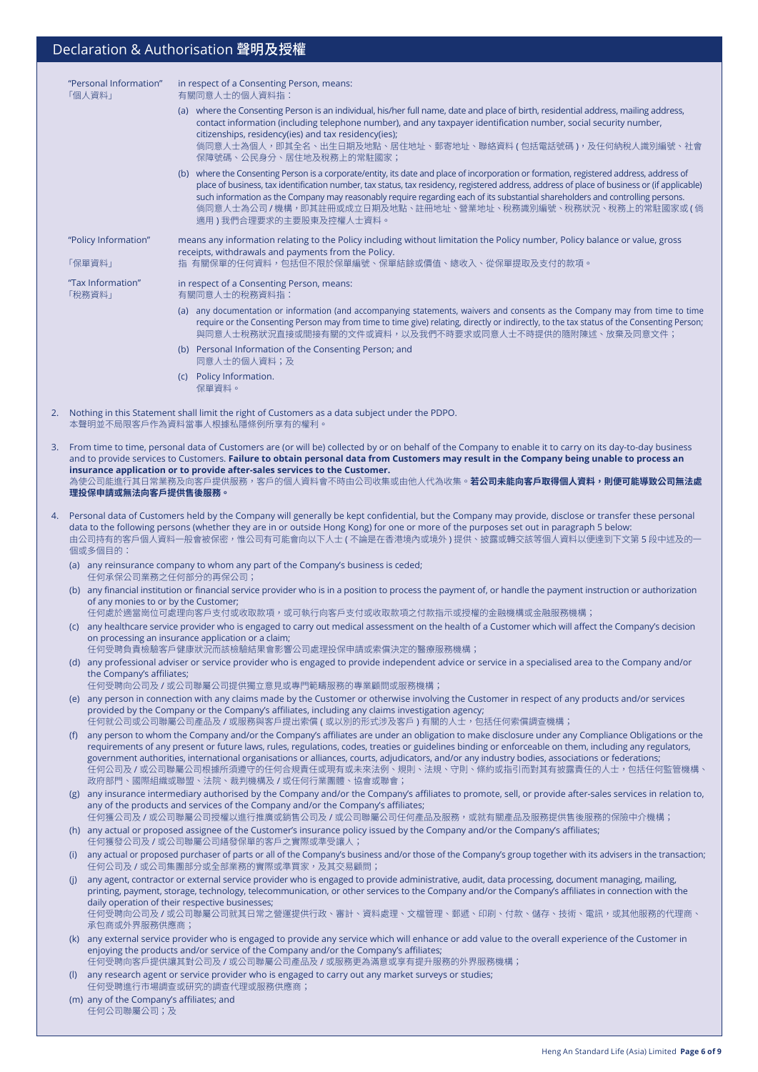## Declaration & Authorisation 聲明及授權

"Personal Information"
「個人資料」

in respect of a Consenting Person, means:
有關同意人士的個人資料指：

(a) where the Consenting Person is an individual, his/her full name, date and place of birth, residential address, mailing address, contact information (including telephone number), and any taxpayer identification number, social security number, citizenships, residency(ies) and tax residency(ies);
倘同意人士為個人，即其全名、出生日期及地點、居住地址、郵寄地址、聯絡資料 ( 包括電話號碼 )，及任何納稅人識別編號、社會保障號碼、公民身分、居住地及稅務上的常駐國家；

(b) where the Consenting Person is a corporate/entity, its date and place of incorporation or formation, registered address, address of place of business, tax identification number, tax status, tax residency, registered address, address of place of business or (if applicable) such information as the Company may reasonably require regarding each of its substantial shareholders and controlling persons.
倘同意人士為公司 / 機構，即其註冊或成立日期及地點、註冊地址、營業地址、稅務識別編號、稅務狀況、稅務上的常駐國家或 ( 倘適用 ) 我們合理要求的主要股東及控權人士資料。

"Policy Information"
「保單資料」

means any information relating to the Policy including without limitation the Policy number, Policy balance or value, gross receipts, withdrawals and payments from the Policy.
指 有關保單的任何資料，包括但不限於保單編號、保單結餘或價值、總收入、從保單提取及支付的款項。

"Tax Information"
「稅務資料」

in respect of a Consenting Person, means:
有關同意人士的稅務資料指：

(a) any documentation or information (and accompanying statements, waivers and consents as the Company may from time to time require or the Consenting Person may from time to time give) relating, directly or indirectly, to the tax status of the Consenting Person;
與同意人士稅務狀況直接或間接有關的文件或資料，以及我們不時要求或同意人士不時提供的隨附陳述、放棄及同意文件；

(b) Personal Information of the Consenting Person; and
同意人士的個人資料；及

(c) Policy Information.
保單資料。

2. Nothing in this Statement shall limit the right of Customers as a data subject under the PDPO.
本聲明並不局限客戶作為資料當事人根據私隱條例所享有的權利。

3. From time to time, personal data of Customers are (or will be) collected by or on behalf of the Company to enable it to carry on its day-to-day business and to provide services to Customers. **Failure to obtain personal data from Customers may result in the Company being unable to process an insurance application or to provide after-sales services to the Customer.**
為使公司能進行其日常業務及向客戶提供服務，客戶的個人資料會不時由公司收集或由他人代為收集。**若公司未能向客戶取得個人資料，則便可能導致公司無法處理投保申請或無法向客戶提供售後服務。**

4. Personal data of Customers held by the Company will generally be kept confidential, but the Company may provide, disclose or transfer these personal data to the following persons (whether they are in or outside Hong Kong) for one or more of the purposes set out in paragraph 5 below:
由公司持有的客戶個人資料一般會被保密，惟公司有可能會向以下人士 ( 不論是在香港境內或境外 ) 提供、披露或轉交該等個人資料以便達到下文第 5 段中述及的一個或多個目的：

(a) any reinsurance company to whom any part of the Company's business is ceded;
任何承保公司業務之任何部分的再保公司；

(b) any financial institution or financial service provider who is in a position to process the payment of, or handle the payment instruction or authorization of any monies to or by the Customer;
任何處於適當崗位可處理向客戶支付或收取款項，或可執行向客戶支付或收取款項之付款指示或授權的金融機構或金融服務機構；

(c) any healthcare service provider who is engaged to carry out medical assessment on the health of a Customer which will affect the Company's decision on processing an insurance application or a claim;
任何受聘負責檢驗客戶健康狀況而該檢驗結果會影響公司處理投保申請或索償決定的醫療服務機構；

(d) any professional adviser or service provider who is engaged to provide independent advice or service in a specialised area to the Company and/or the Company's affiliates;
任何受聘向公司及 / 或公司聯屬公司提供獨立意見或專門範疇服務的專業顧問或服務機構；

(e) any person in connection with any claims made by the Customer or otherwise involving the Customer in respect of any products and/or services provided by the Company or the Company's affiliates, including any claims investigation agency;
任何就公司或公司聯屬公司產品及 / 或服務與客戶提出索償 ( 或以別的形式涉及客戶 ) 有關的人士，包括任何索償調查機構；

(f) any person to whom the Company and/or the Company's affiliates are under an obligation to make disclosure under any Compliance Obligations or the requirements of any present or future laws, rules, regulations, codes, treaties or guidelines binding or enforceable on them, including any regulators, government authorities, international organisations or alliances, courts, adjudicators, and/or any industry bodies, associations or federations;
任何公司及 / 或公司聯屬公司根據所須遵守的任何合規責任或現有或未來法例、規則、法規、守則、條約或指引而對其有披露責任的人士，包括任何監管機構、政府部門、國際組織或聯盟、法院、裁判機構及 / 或任何行業團體、協會或聯會；

(g) any insurance intermediary authorised by the Company and/or the Company's affiliates to promote, sell, or provide after-sales services in relation to, any of the products and services of the Company and/or the Company's affiliates;
任何獲公司及 / 或公司聯屬公司授權以進行推廣或銷售公司及 / 或公司聯屬公司任何產品及服務，或就有關產品及服務提供售後服務的保險中介機構；

(h) any actual or proposed assignee of the Customer's insurance policy issued by the Company and/or the Company's affiliates;
任何獲發公司及 / 或公司聯屬公司繕發保單的客戶之實際或準受讓人；

(i) any actual or proposed purchaser of parts or all of the Company's business and/or those of the Company's group together with its advisers in the transaction;
任何公司及 / 或公司集團部分或全部業務的實際或準買家，及其交易顧問；

(j) any agent, contractor or external service provider who is engaged to provide administrative, audit, data processing, document managing, mailing, printing, payment, storage, technology, telecommunication, or other services to the Company and/or the Company's affiliates in connection with the daily operation of their respective businesses;
任何受聘向公司及 / 或公司聯屬公司就其日常之營運提供行政、審計、資料處理、文檔管理、郵遞、印刷、付款、儲存、技術、電訊，或其他服務的代理商、承包商或外界服務供應商；

(k) any external service provider who is engaged to provide any service which will enhance or add value to the overall experience of the Customer in enjoying the products and/or service of the Company and/or the Company's affiliates;
任何受聘向客戶提供讓其對公司及 / 或公司聯屬公司產品及 / 或服務更為滿意或享有提升服務的外界服務機構；

(l) any research agent or service provider who is engaged to carry out any market surveys or studies;
任何受聘進行市場調查或研究的調查代理或服務供應商；

(m) any of the Company's affiliates; and
任何公司聯屬公司；及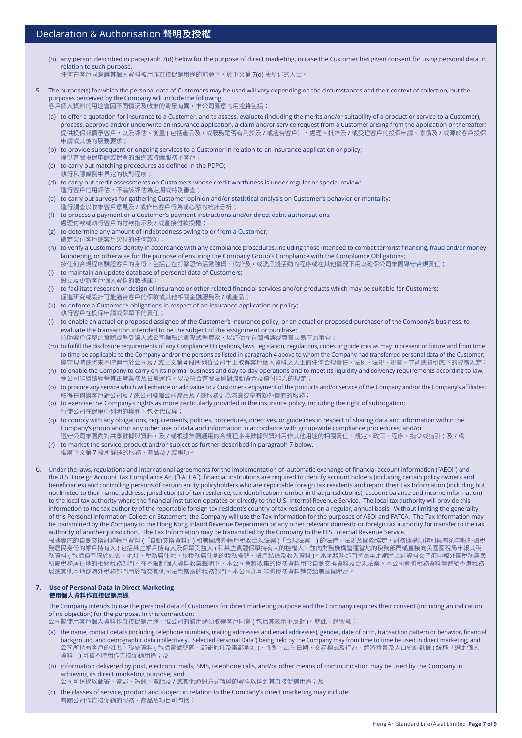## Declaration & Authorisation 聲明及授權

(n) any person described in paragraph 7(d) below for the purpose of direct marketing, in case the Customer has given consent for using personal data in relation to such purpose.
任何在客戶同意讓其個人資料被用作直接促銷用途的前題下，於下文第 7(d) 段所述的人士。

5. The purpose(s) for which the personal data of Customers may be used will vary depending on the circumstances and their context of collection, but the purposes perceived by the Company will include the following:
客戶個人資料的用途會因不同情況及收集的背景有異，惟公司屬意的用途將包括：

   (a) to offer a quotation for insurance to a Customer, and to assess, evaluate (including the merits and/or suitability of a product or service to a Customer), process, approve and/or underwrite an insurance application, a claim and/or service request from a Customer arising from the application or thereafter;
   提供投保報價予客戶，以及評估、衡量 ( 包括產品及 / 或服務是否有利於及 / 或適合客戶）、處理、批准及 / 或受理客戶的投保申請、索償及 / 或源於客戶投保申請或其後的服務要求；

   (b) to provide subsequent or ongoing services to a Customer in relation to an insurance application or policy;
   提供有關投保申請或保單的跟進或持續服務予客戶；

   (c) to carry out matching procedures as defined in the PDPO;
   執行私隱條例中界定的核對程序；

   (d) to carry out credit assessments on Customers whose credit worthiness is under regular or special review;
   進行客戶信用評估，不論該評估為定期或特別審查；

   (e) to carry out surveys for gathering Customer opinion and/or statistical analysis on Customer's behavior or mentality;
   進行調查以收集客戶意見及 / 或作出客戶行為或心態的統計分析；

   (f) to process a payment or a Customer's payment instructions and/or direct debit authorisations;
   處理付款或執行客戶的付款指示及 / 或直接付款授權；

   (g) to determine any amount of indebtedness owing to or from a Customer;
   確定欠付客戶或客戶欠付的任何款項；

   (h) to verify a Customer's identity in accordance with any compliance procedures, including those intended to combat terrorist financing, fraud and/or money laundering, or otherwise for the purpose of ensuring the Company Group's Compliance with the Compliance Obligations;
   按任何合規程序驗證客戶的身份，包括旨在打擊恐怖活動融資、欺詐及 / 或洗黑錢活動的程序或在其他情況下用以確保公司集團遵守合規責任；

   (i) to maintain an update database of personal data of Customers;
   設立及更新客戶個人資料的數據庫；

   (j) to facilitate research or design of insurance or other related financial services and/or products which may be suitable for Customers;
   促進研究或設計可能適合客戶的保險或其他相關金融服務及 / 或產品；

   (k) to enforce a Customer's obligations in respect of an insurance application or policy;
   執行客戶在投保申請或保單下的責任；

   (l) to enable an actual or proposed assignee of the Customer's insurance policy, or an actual or proposed purchaser of the Company's business, to evaluate the transaction intended to be the subject of the assignment or purchase;
   協助客戶保單的實際或準受讓人或公司業務的實際或準買家，以評估在有關轉讓或買賣交易下的事宜；

   (m) to fulfill the disclosure requirements of any Compliance Obligations, laws, legislation, regulations, codes or guidelines as may in present or future and from time to time be applicable to the Company and/or the persons as listed in paragraph 4 above to whom the Company had transferred personal data of the Customer;
   遵守現時或將來不時適用於公司及 / 或上文第 4 段所列從公司手上取得客戶個人資料之人士的任何合規責任、法例、規章、守則或指引底下的披露規定；

   (n) to enable the Company to carry on its normal business and day-to-day operations and to meet its liquidity and solvency requirements according to law;
   令公司能繼續經營其正常業務及日常運作，以及符合有關法例對流動資金及償付能力的規定；

   (o) to procure any service which will enhance or add value to a Customer's enjoyment of the products and/or service of the Company and/or the Company's affiliates;
   取得任何讓客戶對公司及 / 或公司聯屬公司產品及 / 或服務更為滿意或享有額外價值的服務；

   (p) to exercise the Company's rights as more particularly provided in the insurance policy, including the right of subrogation;
   行使公司在保單中列明的權利，包括代位權；

   (q) to comply with any obligations, requirements, policies, procedures, directives, or guidelines in respect of sharing data and information within the Company's group and/or any other use of data and information in accordance with group-wide compliance procedures; and/or
   遵守公司集團內對共享數據與資料，及 / 或根據集團通用的合規程序將數據與資料用作其他用途的相關責任、規定、政策、程序、指令或指引；及 / 或

   (r) to market the service, product and/or subject as further described in paragraph 7 below.
   推廣下文第 7 段所詳述的服務、產品及 / 或事項。

6. Under the laws, regulations and international agreements for the implementation of automatic exchange of financial account information ("AEOI") and the U.S. Foreign Account Tax Compliance Act ("FATCA"), financial institutions are required to identify account holders (including certain policy owners and beneficiaries) and controlling persons of certain entity policyholders who are reportable foreign tax residents and report their Tax Information (including but not limited to their name, address, jurisdiction(s) of tax residence, tax identification number in that jurisdiction(s), account balance and income information) to the local tax authority where the financial institution operates or directly to the U.S. Internal Revenue Service. The local tax authority will provide this information to the tax authority of the reportable foreign tax resident's country of tax residence on a regular, annual basis. Without limiting the generality of this Personal Information Collection Statement, the Company will use the Tax Information for the purposes of AEOI and FATCA. The Tax Information may be transmitted by the Company to the Hong Kong Inland Revenue Department or any other relevant domestic or foreign tax authority for transfer to the tax authority of another jurisdiction. The Tax Information may be transmitted by the Company to the U.S. Internal Revenue Service.
根據實施的自動交換財務帳戶資料 (「自動交換資料」) 和美國海外帳戶稅收合規法案 (「合規法案」) 的法律、法規及國際協定，財務機構須辨別具有須申報外國稅務居民身份的帳戶持有人 ( 包括某些帳戶持有人及保單受益人 ) 和某些實體保單持有人的控權人，並向財務機構營運當地的稅務部門或直接向美國國稅局申報其稅務資料 ( 包括但不限於姓名、地址、稅務居住地、該稅務居住地的稅務編號、帳戶結餘及收入資料 )。當地稅務部門將每年定期將上述資料交予須申報外國稅務居民所屬稅務居住地的相關稅務部門。在不限制個人資料收集聲明下，本公司會將收集的稅務資料用於自動交換資料及合規法案。本公司會將稅務資料傳遞給香港稅務局或其他本地或海外稅務部門用於轉交其他司法管轄區的稅務部門。本公司亦可能將稅務資料轉交給美國國稅局。

### 7. Use of Personal Data in Direct Marketing 使用個人資料作直接促銷用途

The Company intends to use the personal data of Customers for direct marketing purpose and the Company requires their consent (including an indication of no objection) for the purpose. In this connection:
公司擬使用客戶個人資料作直接促銷用途，惟公司的該用途須取得客戶同意 ( 包括其表示不反對 )。就此，請留意：

   (a) the name, contact details (including telephone numbers, mailing addresses and email addresses), gender, date of birth, transaction pattern or behavior, financial background, and demographic data (collectively, "Selected Personal Data") being held by the Company may from time to time be used in direct marketing; and
   公司所持有客戶的姓名、聯絡資料 ( 包括電話號碼、郵寄地址及電郵地址 )、性別、出生日期、交易模式及行為、經濟背景及人口統計數據 ( 統稱「選定個人資料」) 可被不時用作直接促銷用途；及

   (b) information delivered by post, electronic mails, SMS, telephone calls, and/or other means of communication may be used by the Company in achieving its direct marketing purpose; and
   公司可透過以郵寄、電郵、短訊、電話及 / 或其他通訊方式轉遞的資料以達到其直接促銷用途；及

   (c) the classes of service, product and subject in relation to the Company's direct marketing may include:
   有關公司作直接促銷的服務、產品及項目可包括：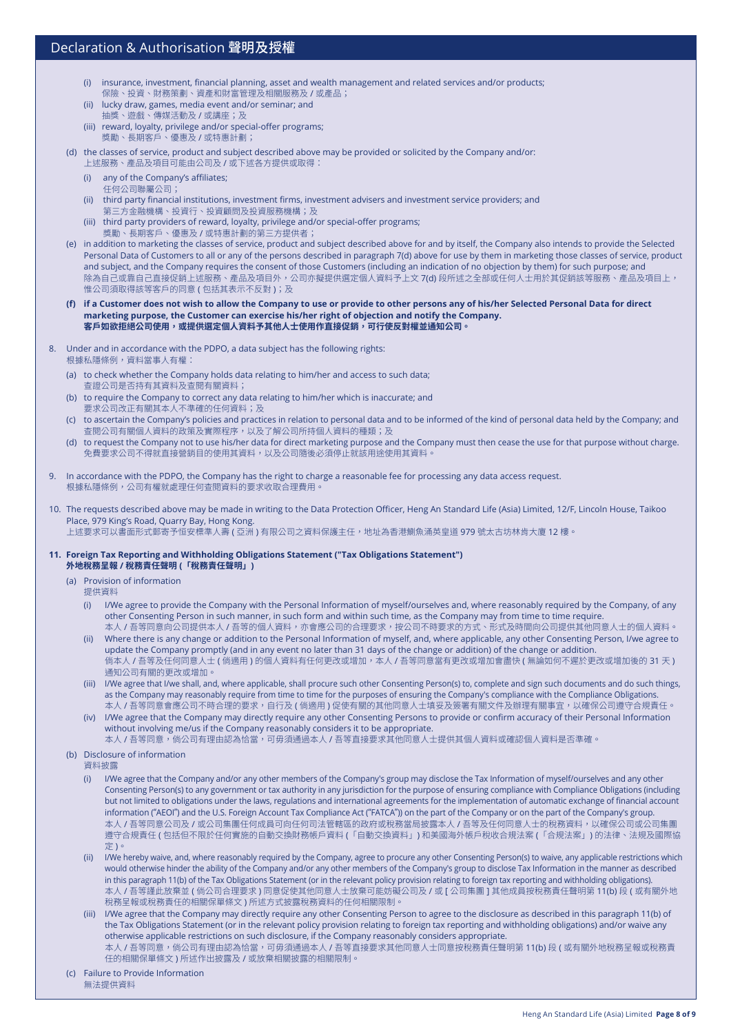## Declaration & Authorisation 聲明及授權

- (i) insurance, investment, financial planning, asset and wealth management and related services and/or products;
  保險、投資、財務策劃、資產和財富管理及相關服務及 / 或產品；
- (ii) lucky draw, games, media event and/or seminar; and
  抽獎、遊戲、傳媒活動及 / 或講座；及
- (iii) reward, loyalty, privilege and/or special-offer programs;
  獎勵、長期客戶、優惠及 / 或特惠計劃；

(d) the classes of service, product and subject described above may be provided or solicited by the Company and/or:
上述服務、產品及項目可能由公司及 / 或下述各方提供或取得：

- (i) any of the Company's affiliates;
  任何公司聯屬公司；
- (ii) third party financial institutions, investment firms, investment advisers and investment service providers; and
  第三方金融機構、投資行、投資顧問及投資服務機構；及
- (iii) third party providers of reward, loyalty, privilege and/or special-offer programs;
  獎勵、長期客戶、優惠及 / 或特惠計劃的第三方提供者；

(e) in addition to marketing the classes of service, product and subject described above for and by itself, the Company also intends to provide the Selected Personal Data of Customers to all or any of the persons described in paragraph 7(d) above for use by them in marketing those classes of service, product and subject, and the Company requires the consent of those Customers (including an indication of no objection by them) for such purpose; and
除為自己或靠自己直接促銷上述服務、產品及項目外，公司亦擬提供選定個人資料予上文 7(d) 段所述之全部或任何人士用於其促銷該等服務、產品及項目上，惟公司須取得該等客戶的同意 ( 包括其表示不反對 )；及

**(f) if a Customer does not wish to allow the Company to use or provide to other persons any of his/her Selected Personal Data for direct marketing purpose, the Customer can exercise his/her right of objection and notify the Company.**
**客戶如欲拒絕公司使用，或提供選定個人資料予其他人士使用作直接促銷，可行使反對權並通知公司。**

8. Under and in accordance with the PDPO, a data subject has the following rights:
根據私隱條例，資料當事人有權：

(a) to check whether the Company holds data relating to him/her and access to such data;
查證公司是否持有其資料及查閱有關資料；

(b) to require the Company to correct any data relating to him/her which is inaccurate; and
要求公司改正有關其本人不準確的任何資料；及

(c) to ascertain the Company's policies and practices in relation to personal data and to be informed of the kind of personal data held by the Company; and
查悉公司有關個人資料的政策及實際程序，以及了解公司所持個人資料的種類；及

(d) to request the Company not to use his/her data for direct marketing purpose and the Company must then cease the use for that purpose without charge.
免費要求公司不得就直接營銷目的使用其資料，以及公司隨後必須停止就該用途使用其資料。

9. In accordance with the PDPO, the Company has the right to charge a reasonable fee for processing any data access request.
根據私隱條例，公司有權就處理任何查閱資料的要求收取合理費用。

10. The requests described above may be made in writing to the Data Protection Officer, Heng An Standard Life (Asia) Limited, 12/F, Lincoln House, Taikoo Place, 979 King's Road, Quarry Bay, Hong Kong.
上述要求可以書面形式郵寄予恒安標準人壽 ( 亞洲 ) 有限公司之資料保護主任，地址為香港鰂魚涌英皇道 979 號太古坊林肯大廈 12 樓。

### 11. Foreign Tax Reporting and Withholding Obligations Statement ("Tax Obligations Statement")
### 外地稅務呈報 / 稅務責任聲明 (「稅務責任聲明」)

(a) Provision of information
提供資料

- (i) I/We agree to provide the Company with the Personal Information of myself/ourselves and, where reasonably required by the Company, of any other Consenting Person in such manner, in such form and within such time, as the Company may from time to time require.
  本人 / 吾等同意向公司提供本人 / 吾等的個人資料，亦會應公司的合理要求，按公司不時要求的方式、形式及時間向公司提供其他同意人士的個人資料。
- (ii) Where there is any change or addition to the Personal Information of myself, and, where applicable, any other Consenting Person, I/we agree to update the Company promptly (and in any event no later than 31 days of the change or addition) of the change or addition.
  倘本人 / 吾等及任何同意人士 ( 倘適用 ) 的個人資料有任何更改或增加，本人 / 吾等同意當有更改或增加會盡快 ( 無論如何不遲於更改或增加後的 31 天 ) 通知公司有關的更改或增加。
- (iii) I/We agree that I/we shall, and, where applicable, shall procure such other Consenting Person(s) to, complete and sign such documents and do such things, as the Company may reasonably require from time to time for the purposes of ensuring the Company's compliance with the Compliance Obligations.
  本人 / 吾等同意會應公司不時合理的要求，自行及 ( 倘適用 ) 促使有關的其他同意人士填妥及簽署有關文件及辦理有關事宜，以確保公司遵守合規責任。
- (iv) I/We agree that the Company may directly require any other Consenting Persons to provide or confirm accuracy of their Personal Information without involving me/us if the Company reasonably considers it to be appropriate.
  本人 / 吾等同意，倘公司有理由認為恰當，可毋須通過本人 / 吾等直接要求其他同意人士提供其個人資料或確認個人資料是否準確。

(b) Disclosure of information
資料披露

- (i) I/We agree that the Company and/or any other members of the Company's group may disclose the Tax Information of myself/ourselves and any other Consenting Person(s) to any government or tax authority in any jurisdiction for the purpose of ensuring compliance with Compliance Obligations (including but not limited to obligations under the laws, regulations and international agreements for the implementation of automatic exchange of financial account information ("AEOI") and the U.S. Foreign Account Tax Compliance Act ("FATCA")) on the part of the Company or on the part of the Company's group.
  本人 / 吾等同意公司及 / 或公司集團任何成員可向任何司法管轄區的政府或稅務當局披露本人 / 吾等及任何同意人士的稅務資料，以確保公司或公司集團遵守合規責任 ( 包括但不限於任何實施的自動交換財務帳戶資料 (「自動交換資料」) 和美國海外帳戶稅收合規法案 (「合規法案」) 的法律、法規及國際協定 )。
- (ii) I/We hereby waive, and, where reasonably required by the Company, agree to procure any other Consenting Person(s) to waive, any applicable restrictions which would otherwise hinder the ability of the Company and/or any other members of the Company's group to disclose Tax Information in the manner as described in this paragraph 11(b) of the Tax Obligations Statement (or in the relevant policy provision relating to foreign tax reporting and withholding obligations).
  本人 / 吾等謹此放棄並 ( 倘公司合理要求 ) 同意促使其他同意人士放棄可能妨礙公司及 / 或 [ 公司集團 ] 其他成員按稅務責任聲明第 11(b) 段 ( 或有關外地稅務呈報或稅務責任的相關保單條文 ) 所述方式披露稅務資料的任何相關限制。
- (iii) I/We agree that the Company may directly require any other Consenting Person to agree to the disclosure as described in this paragraph 11(b) of the Tax Obligations Statement (or in the relevant policy provision relating to foreign tax reporting and withholding obligations) and/or waive any otherwise applicable restrictions on such disclosure, if the Company reasonably considers appropriate.
  本人 / 吾等同意，倘公司有理由認為恰當，可毋須通過本人 / 吾等直接要求其他同意人士同意按稅務責任聲明第 11(b) 段 ( 或有關外地稅務呈報或稅務責任的相關保單條文 ) 所述作出披露及 / 或放棄相關披露的相關限制。

(c) Failure to Provide Information
無法提供資料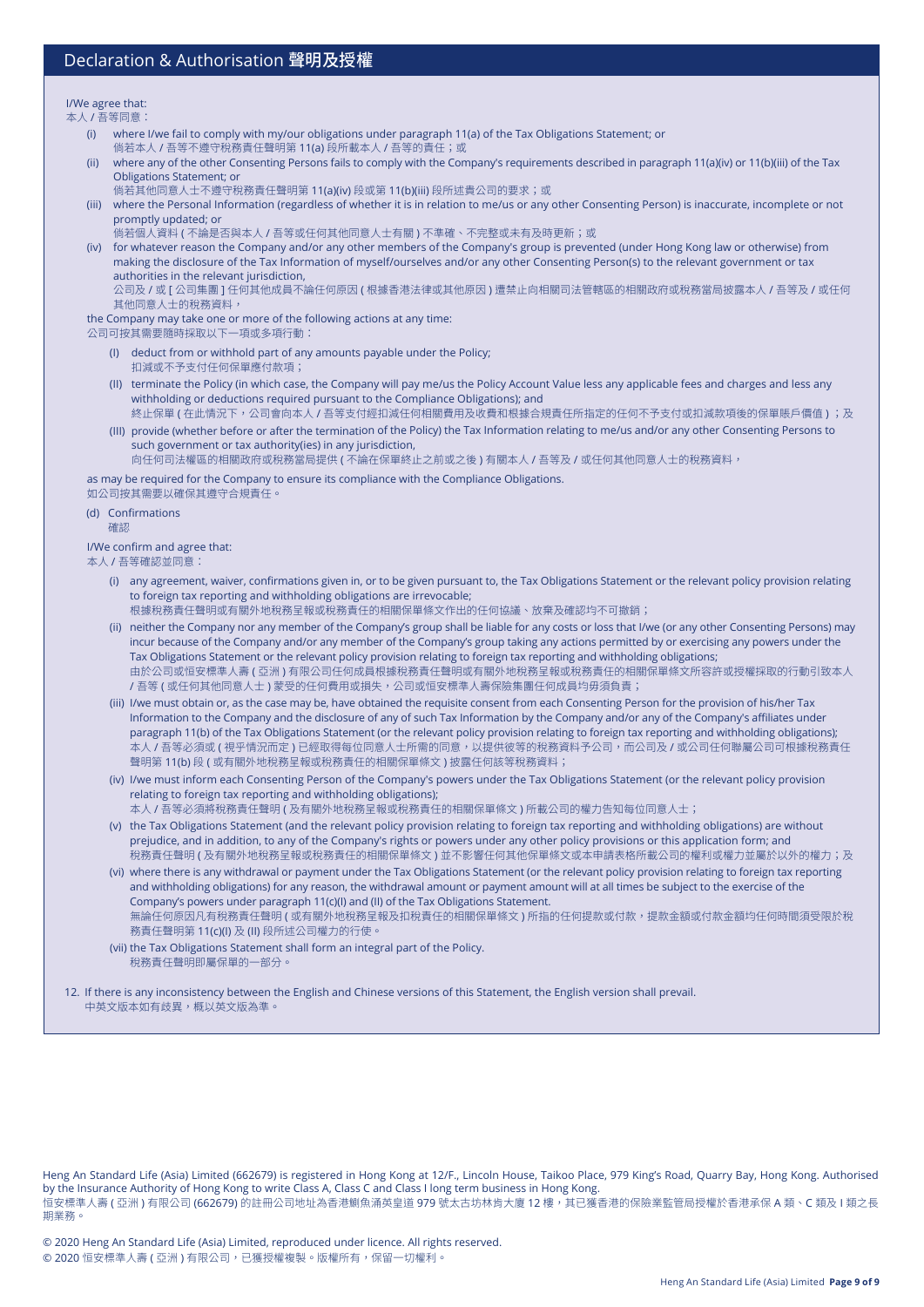## Declaration & Authorisation 聲明及授權

I/We agree that:
本人 / 吾等同意：

(i) where I/we fail to comply with my/our obligations under paragraph 11(a) of the Tax Obligations Statement; or
倘若本人 / 吾等不遵守稅務責任聲明第 11(a) 段所載本人 / 吾等的責任；或

(ii) where any of the other Consenting Persons fails to comply with the Company's requirements described in paragraph 11(a)(iv) or 11(b)(iii) of the Tax Obligations Statement; or
倘若其他同意人士不遵守稅務責任聲明第 11(a)(iv) 段或第 11(b)(iii) 段所述貴公司的要求；或

(iii) where the Personal Information (regardless of whether it is in relation to me/us or any other Consenting Person) is inaccurate, incomplete or not promptly updated; or
倘若個人資料 ( 不論是否與本人 / 吾等或任何其他同意人士有關 ) 不準確、不完整或未有及時更新；或

(iv) for whatever reason the Company and/or any other members of the Company's group is prevented (under Hong Kong law or otherwise) from making the disclosure of the Tax Information of myself/ourselves and/or any other Consenting Person(s) to the relevant government or tax authorities in the relevant jurisdiction,
公司及 / 或 [ 公司集團 ] 任何其他成員不論任何原因 ( 根據香港法律或其他原因 ) 遭禁止向相關司法管轄區的相關政府或稅務當局披露本人 / 吾等及 / 或任何其他同意人士的稅務資料，

the Company may take one or more of the following actions at any time:
公司可按其需要隨時採取以下一項或多項行動：

(I) deduct from or withhold part of any amounts payable under the Policy;
扣減或不予支付任何保單應付款項；

(II) terminate the Policy (in which case, the Company will pay me/us the Policy Account Value less any applicable fees and charges and less any withholding or deductions required pursuant to the Compliance Obligations); and
終止保單 ( 在此情況下，公司會向本人 / 吾等支付經扣減任何相關費用及收費和根據合規責任所指定的任何不予支付或扣減款項後的保單賬戶價值 ) ；及

(III) provide (whether before or after the termination of the Policy) the Tax Information relating to me/us and/or any other Consenting Persons to such government or tax authority(ies) in any jurisdiction,
向任何司法權區的相關政府或稅務當局提供 ( 不論在保單終止之前或之後 ) 有關本人 / 吾等及 / 或任何其他同意人士的稅務資料，

as may be required for the Company to ensure its compliance with the Compliance Obligations.
如公司按其需要以確保其遵守合規責任。

(d) Confirmations
確認

I/We confirm and agree that:
本人 / 吾等確認並同意：

(i) any agreement, waiver, confirmations given in, or to be given pursuant to, the Tax Obligations Statement or the relevant policy provision relating to foreign tax reporting and withholding obligations are irrevocable;
根據稅務責任聲明或有關外地稅務呈報或稅務責任的相關保單條文作出的任何協議、放棄及確認均不可撤銷；

(ii) neither the Company nor any member of the Company's group shall be liable for any costs or loss that I/we (or any other Consenting Persons) may incur because of the Company and/or any member of the Company's group taking any actions permitted by or exercising any powers under the Tax Obligations Statement or the relevant policy provision relating to foreign tax reporting and withholding obligations;
由於公司或恒安標準人壽 ( 亞洲 ) 有限公司任何成員根據稅務責任聲明或有關外地稅務呈報或稅務責任的相關保單條文所容許或授權採取的行動引致本人 / 吾等 ( 或任何其他同意人士 ) 蒙受的任何費用或損失，公司或恒安標準人壽保險集團任何成員均毋須負責；

(iii) I/we must obtain or, as the case may be, have obtained the requisite consent from each Consenting Person for the provision of his/her Tax Information to the Company and the disclosure of any of such Tax Information by the Company and/or any of the Company's affiliates under paragraph 11(b) of the Tax Obligations Statement (or the relevant policy provision relating to foreign tax reporting and withholding obligations);
本人 / 吾等必須或 ( 視乎情況而定 ) 已經取得每位同意人士所需的同意，以提供彼等的稅務資料予公司，而公司及 / 或公司任何聯屬公司可根據稅務責任聲明第 11(b) 段 ( 或有關外地稅務呈報或稅務責任的相關保單條文 ) 披露任何該等稅務資料；

(iv) I/we must inform each Consenting Person of the Company's powers under the Tax Obligations Statement (or the relevant policy provision relating to foreign tax reporting and withholding obligations);
本人 / 吾等必須將稅務責任聲明 ( 及有關外地稅務呈報或稅務責任的相關保單條文 ) 所載公司的權力告知每位同意人士；

(v) the Tax Obligations Statement (and the relevant policy provision relating to foreign tax reporting and withholding obligations) are without prejudice, and in addition, to any of the Company's rights or powers under any other policy provisions or this application form; and
稅務責任聲明 ( 及有關外地稅務呈報或稅務責任的相關保單條文 ) 並不影響任何其他保單條文或本申請表格所載公司的權利或權力並屬於以外的權力；及

(vi) where there is any withdrawal or payment under the Tax Obligations Statement (or the relevant policy provision relating to foreign tax reporting and withholding obligations) for any reason, the withdrawal amount or payment amount will at all times be subject to the exercise of the Company's powers under paragraph 11(c)(I) and (II) of the Tax Obligations Statement.
無論任何原因凡有稅務責任聲明 ( 或有關外地稅務呈報及扣稅責任的相關保單條文 ) 所指的任何提款或付款，提款金額或付款金額均任何時間須受限於稅務責任聲明第 11(c)(I) 及 (II) 段所述公司權力的行使。

(vii) the Tax Obligations Statement shall form an integral part of the Policy.
稅務責任聲明即屬保單的一部分。

12. If there is any inconsistency between the English and Chinese versions of this Statement, the English version shall prevail.
中英文版本如有歧異，概以英文版為準。

Heng An Standard Life (Asia) Limited (662679) is registered in Hong Kong at 12/F., Lincoln House, Taikoo Place, 979 King's Road, Quarry Bay, Hong Kong. Authorised by the Insurance Authority of Hong Kong to write Class A, Class C and Class I long term business in Hong Kong.
恒安標準人壽 ( 亞洲 ) 有限公司 (662679) 的註冊公司地址為香港鰂魚涌英皇道 979 號太古坊林肯大廈 12 樓，其已獲香港的保險業監管局授權於香港承保 A 類、C 類及 I 類之長期業務。

© 2020 Heng An Standard Life (Asia) Limited, reproduced under licence. All rights reserved.
© 2020 恒安標準人壽 ( 亞洲 ) 有限公司，已獲授權複製。版權所有，保留一切權利。